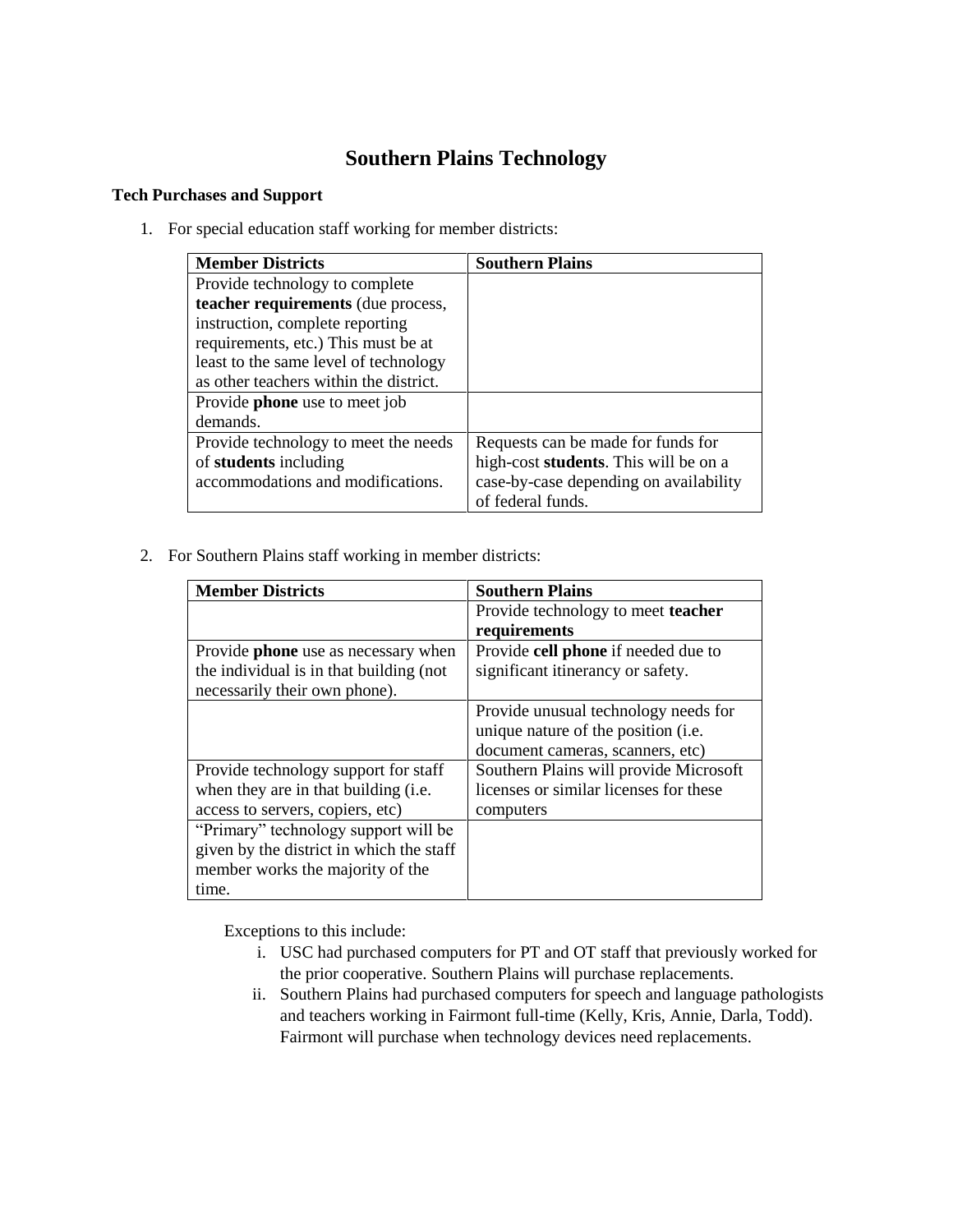# Southern Plains Technology

**Tech Purchases and Support**

1. For special education staff working for member districts:

| Member Districts | Southern Plains |
|---|---|
| Provide technology to complete **teacher requirements** (due process, instruction, complete reporting requirements, etc.) This must be at least to the same level of technology as other teachers within the district. | |
| Provide **phone** use to meet job demands. | |
| Provide technology to meet the needs of **students** including accommodations and modifications. | Requests can be made for funds for high-cost **students**. This will be on a case-by-case depending on availability of federal funds. |

2. For Southern Plains staff working in member districts:

| Member Districts | Southern Plains |
|---|---|
| | Provide technology to meet **teacher requirements** |
| Provide **phone** use as necessary when the individual is in that building (not necessarily their own phone). | Provide **cell phone** if needed due to significant itinerancy or safety. |
| | Provide unusual technology needs for unique nature of the position (i.e. document cameras, scanners, etc) |
| Provide technology support for staff when they are in that building (i.e. access to servers, copiers, etc) | Southern Plains will provide Microsoft licenses or similar licenses for these computers |
| "Primary" technology support will be given by the district in which the staff member works the majority of the time. | |

Exceptions to this include:

i. USC had purchased computers for PT and OT staff that previously worked for the prior cooperative. Southern Plains will purchase replacements.

ii. Southern Plains had purchased computers for speech and language pathologists and teachers working in Fairmont full-time (Kelly, Kris, Annie, Darla, Todd). Fairmont will purchase when technology devices need replacements.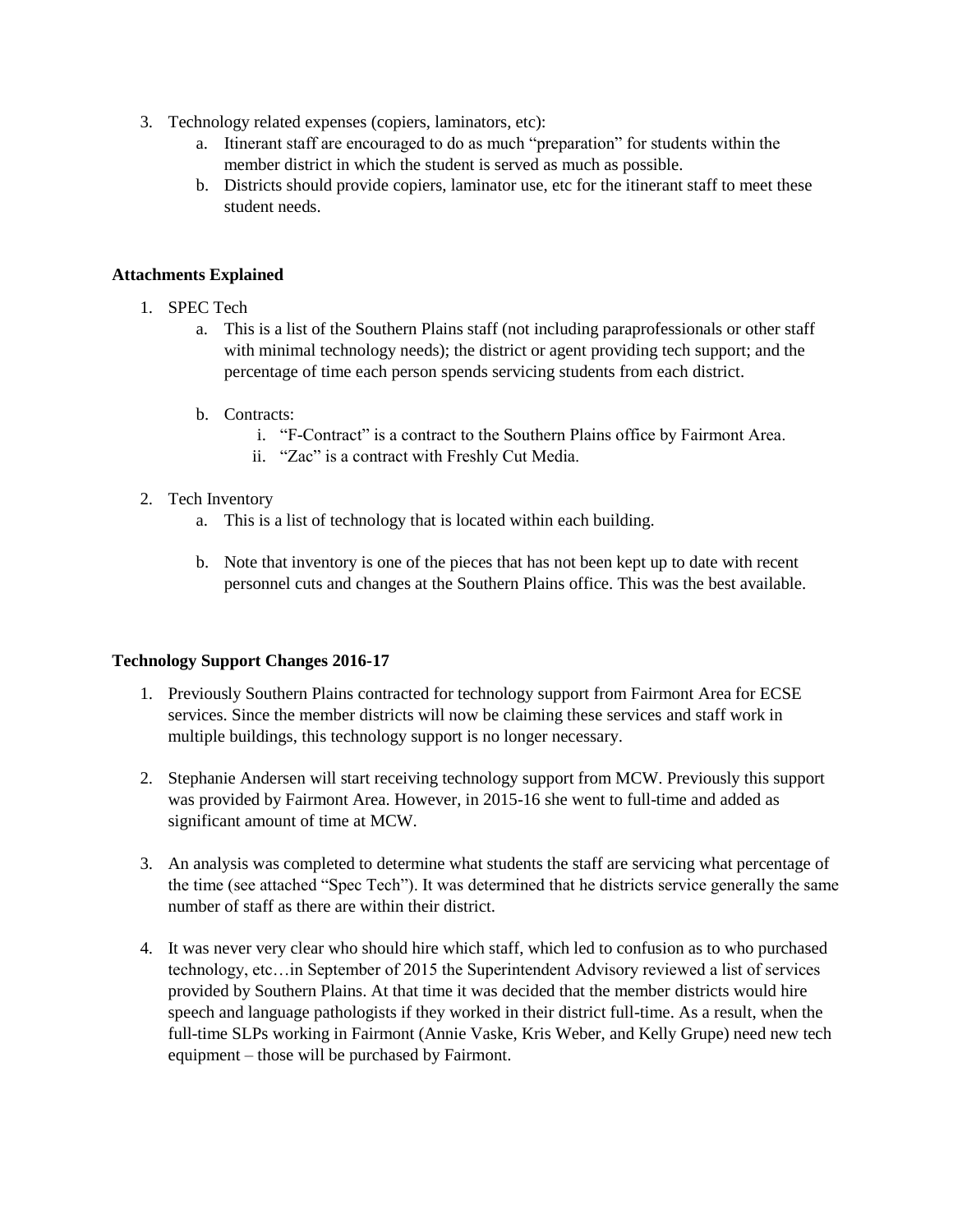3. Technology related expenses (copiers, laminators, etc):
    a. Itinerant staff are encouraged to do as much "preparation" for students within the member district in which the student is served as much as possible.
    b. Districts should provide copiers, laminator use, etc for the itinerant staff to meet these student needs.

**Attachments Explained**

1. SPEC Tech
    a. This is a list of the Southern Plains staff (not including paraprofessionals or other staff with minimal technology needs); the district or agent providing tech support; and the percentage of time each person spends servicing students from each district.
    b. Contracts:
        i. "F-Contract" is a contract to the Southern Plains office by Fairmont Area.
        ii. "Zac" is a contract with Freshly Cut Media.
2. Tech Inventory
    a. This is a list of technology that is located within each building.
    b. Note that inventory is one of the pieces that has not been kept up to date with recent personnel cuts and changes at the Southern Plains office. This was the best available.

**Technology Support Changes 2016-17**

1. Previously Southern Plains contracted for technology support from Fairmont Area for ECSE services. Since the member districts will now be claiming these services and staff work in multiple buildings, this technology support is no longer necessary.
2. Stephanie Andersen will start receiving technology support from MCW. Previously this support was provided by Fairmont Area. However, in 2015-16 she went to full-time and added as significant amount of time at MCW.
3. An analysis was completed to determine what students the staff are servicing what percentage of the time (see attached "Spec Tech"). It was determined that he districts service generally the same number of staff as there are within their district.
4. It was never very clear who should hire which staff, which led to confusion as to who purchased technology, etc…in September of 2015 the Superintendent Advisory reviewed a list of services provided by Southern Plains. At that time it was decided that the member districts would hire speech and language pathologists if they worked in their district full-time. As a result, when the full-time SLPs working in Fairmont (Annie Vaske, Kris Weber, and Kelly Grupe) need new tech equipment – those will be purchased by Fairmont.